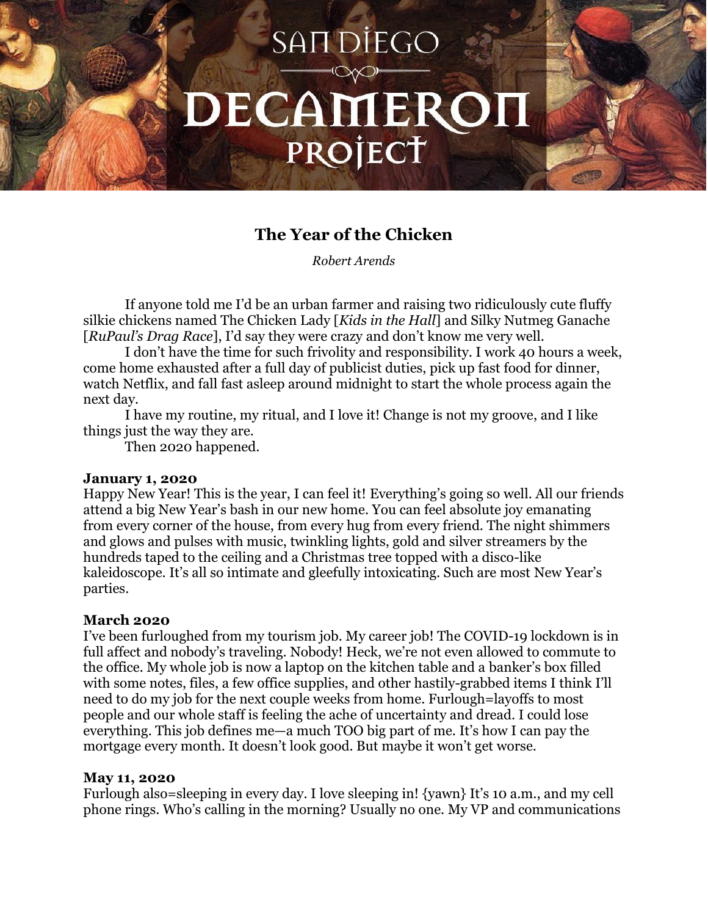# SAN DIEGO DECAMERON PROJECT

## The Year of the Chicken

*Robert Arends*

If anyone told me I'd be an urban farmer and raising two ridiculously cute fluffy silkie chickens named The Chicken Lady [*Kids in the Hall*] and Silky Nutmeg Ganache [*RuPaul's Drag Race*], I'd say they were crazy and don't know me very well.

I don't have the time for such frivolity and responsibility. I work 40 hours a week, come home exhausted after a full day of publicist duties, pick up fast food for dinner, watch Netflix, and fall fast asleep around midnight to start the whole process again the next day.

I have my routine, my ritual, and I love it! Change is not my groove, and I like things just the way they are.

Then 2020 happened.

**January 1, 2020**
Happy New Year! This is the year, I can feel it! Everything's going so well. All our friends attend a big New Year's bash in our new home. You can feel absolute joy emanating from every corner of the house, from every hug from every friend. The night shimmers and glows and pulses with music, twinkling lights, gold and silver streamers by the hundreds taped to the ceiling and a Christmas tree topped with a disco-like kaleidoscope. It's all so intimate and gleefully intoxicating. Such are most New Year's parties.

**March 2020**
I've been furloughed from my tourism job. My career job! The COVID-19 lockdown is in full affect and nobody's traveling. Nobody! Heck, we're not even allowed to commute to the office. My whole job is now a laptop on the kitchen table and a banker's box filled with some notes, files, a few office supplies, and other hastily-grabbed items I think I'll need to do my job for the next couple weeks from home. Furlough=layoffs to most people and our whole staff is feeling the ache of uncertainty and dread. I could lose everything. This job defines me—a much TOO big part of me. It's how I can pay the mortgage every month. It doesn't look good. But maybe it won't get worse.

**May 11, 2020**
Furlough also=sleeping in every day. I love sleeping in! {yawn} It's 10 a.m., and my cell phone rings. Who's calling in the morning? Usually no one. My VP and communications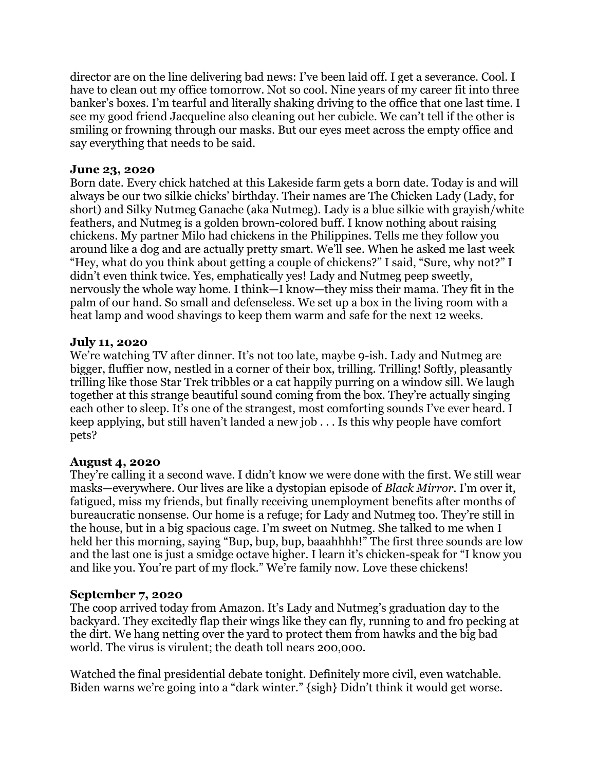director are on the line delivering bad news: I've been laid off. I get a severance. Cool. I have to clean out my office tomorrow. Not so cool. Nine years of my career fit into three banker's boxes. I'm tearful and literally shaking driving to the office that one last time. I see my good friend Jacqueline also cleaning out her cubicle. We can't tell if the other is smiling or frowning through our masks. But our eyes meet across the empty office and say everything that needs to be said.

**June 23, 2020**

Born date. Every chick hatched at this Lakeside farm gets a born date. Today is and will always be our two silkie chicks' birthday. Their names are The Chicken Lady (Lady, for short) and Silky Nutmeg Ganache (aka Nutmeg). Lady is a blue silkie with grayish/white feathers, and Nutmeg is a golden brown-colored buff. I know nothing about raising chickens. My partner Milo had chickens in the Philippines. Tells me they follow you around like a dog and are actually pretty smart. We'll see. When he asked me last week "Hey, what do you think about getting a couple of chickens?" I said, "Sure, why not?" I didn't even think twice. Yes, emphatically yes! Lady and Nutmeg peep sweetly, nervously the whole way home. I think—I know—they miss their mama. They fit in the palm of our hand. So small and defenseless. We set up a box in the living room with a heat lamp and wood shavings to keep them warm and safe for the next 12 weeks.

**July 11, 2020**

We're watching TV after dinner. It's not too late, maybe 9-ish. Lady and Nutmeg are bigger, fluffier now, nestled in a corner of their box, trilling. Trilling! Softly, pleasantly trilling like those Star Trek tribbles or a cat happily purring on a window sill. We laugh together at this strange beautiful sound coming from the box. They're actually singing each other to sleep. It's one of the strangest, most comforting sounds I've ever heard. I keep applying, but still haven't landed a new job . . . Is this why people have comfort pets?

**August 4, 2020**

They're calling it a second wave. I didn't know we were done with the first. We still wear masks—everywhere. Our lives are like a dystopian episode of *Black Mirror*. I'm over it, fatigued, miss my friends, but finally receiving unemployment benefits after months of bureaucratic nonsense. Our home is a refuge; for Lady and Nutmeg too. They're still in the house, but in a big spacious cage. I'm sweet on Nutmeg. She talked to me when I held her this morning, saying "Bup, bup, bup, baaahhhh!" The first three sounds are low and the last one is just a smidge octave higher. I learn it's chicken-speak for "I know you and like you. You're part of my flock." We're family now. Love these chickens!

**September 7, 2020**

The coop arrived today from Amazon. It's Lady and Nutmeg's graduation day to the backyard. They excitedly flap their wings like they can fly, running to and fro pecking at the dirt. We hang netting over the yard to protect them from hawks and the big bad world. The virus is virulent; the death toll nears 200,000.

Watched the final presidential debate tonight. Definitely more civil, even watchable. Biden warns we're going into a "dark winter." {sigh} Didn't think it would get worse.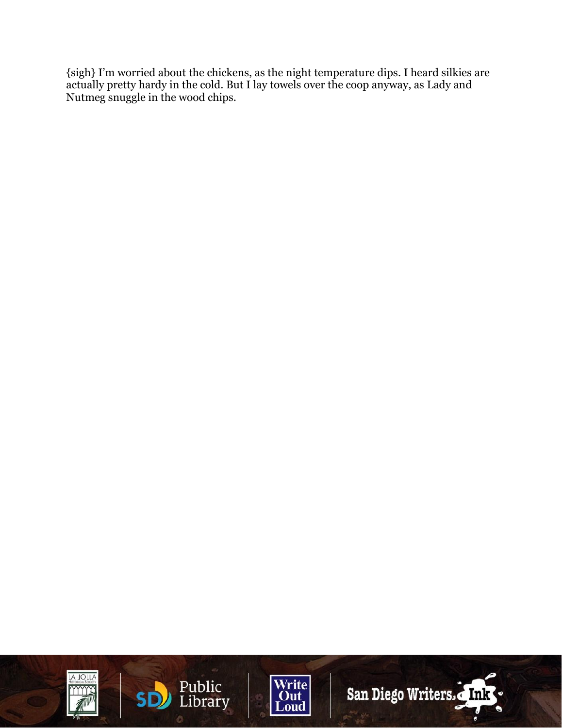{sigh} I'm worried about the chickens, as the night temperature dips. I heard silkies are actually pretty hardy in the cold. But I lay towels over the coop anyway, as Lady and Nutmeg snuggle in the wood chips.